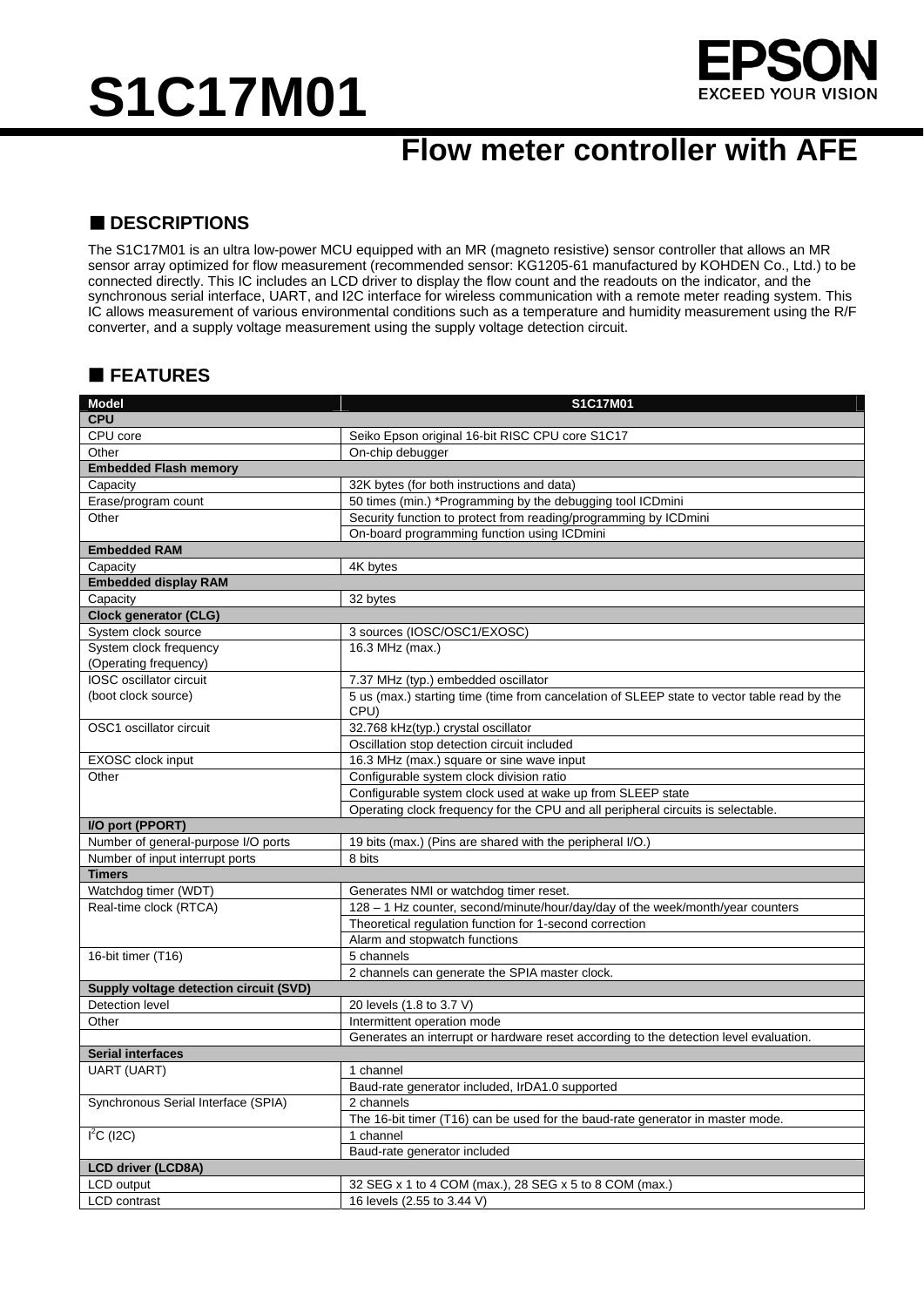# S1C17M01

EPSON
EXCEED YOUR VISION

## Flow meter controller with AFE

## ■ DESCRIPTIONS

The S1C17M01 is an ultra low-power MCU equipped with an MR (magneto resistive) sensor controller that allows an MR sensor array optimized for flow measurement (recommended sensor: KG1205-61 manufactured by KOHDEN Co., Ltd.) to be connected directly. This IC includes an LCD driver to display the flow count and the readouts on the indicator, and the synchronous serial interface, UART, and I2C interface for wireless communication with a remote meter reading system. This IC allows measurement of various environmental conditions such as a temperature and humidity measurement using the R/F converter, and a supply voltage measurement using the supply voltage detection circuit.

## ■ FEATURES

| Model | S1C17M01 |
|---|---|
| **CPU** | |
| CPU core | Seiko Epson original 16-bit RISC CPU core S1C17 |
| Other | On-chip debugger |
| **Embedded Flash memory** | |
| Capacity | 32K bytes (for both instructions and data) |
| Erase/program count | 50 times (min.) *Programming by the debugging tool ICDmini |
| Other | Security function to protect from reading/programming by ICDmini |
| | On-board programming function using ICDmini |
| **Embedded RAM** | |
| Capacity | 4K bytes |
| **Embedded display RAM** | |
| Capacity | 32 bytes |
| **Clock generator (CLG)** | |
| System clock source | 3 sources (IOSC/OSC1/EXOSC) |
| System clock frequency (Operating frequency) | 16.3 MHz (max.) |
| IOSC oscillator circuit (boot clock source) | 7.37 MHz (typ.) embedded oscillator |
| | 5 us (max.) starting time (time from cancelation of SLEEP state to vector table read by the CPU) |
| OSC1 oscillator circuit | 32.768 kHz(typ.) crystal oscillator |
| | Oscillation stop detection circuit included |
| EXOSC clock input | 16.3 MHz (max.) square or sine wave input |
| Other | Configurable system clock division ratio |
| | Configurable system clock used at wake up from SLEEP state |
| | Operating clock frequency for the CPU and all peripheral circuits is selectable. |
| **I/O port (PPORT)** | |
| Number of general-purpose I/O ports | 19 bits (max.) (Pins are shared with the peripheral I/O.) |
| Number of input interrupt ports | 8 bits |
| **Timers** | |
| Watchdog timer (WDT) | Generates NMI or watchdog timer reset. |
| Real-time clock (RTCA) | 128 – 1 Hz counter, second/minute/hour/day/day of the week/month/year counters |
| | Theoretical regulation function for 1-second correction |
| | Alarm and stopwatch functions |
| 16-bit timer (T16) | 5 channels |
| | 2 channels can generate the SPIA master clock. |
| **Supply voltage detection circuit (SVD)** | |
| Detection level | 20 levels (1.8 to 3.7 V) |
| Other | Intermittent operation mode |
| | Generates an interrupt or hardware reset according to the detection level evaluation. |
| **Serial interfaces** | |
| UART (UART) | 1 channel |
| | Baud-rate generator included, IrDA1.0 supported |
| Synchronous Serial Interface (SPIA) | 2 channels |
| | The 16-bit timer (T16) can be used for the baud-rate generator in master mode. |
| $I^2C$ (I2C) | 1 channel |
| | Baud-rate generator included |
| **LCD driver (LCD8A)** | |
| LCD output | 32 SEG x 1 to 4 COM (max.), 28 SEG x 5 to 8 COM (max.) |
| LCD contrast | 16 levels (2.55 to 3.44 V) |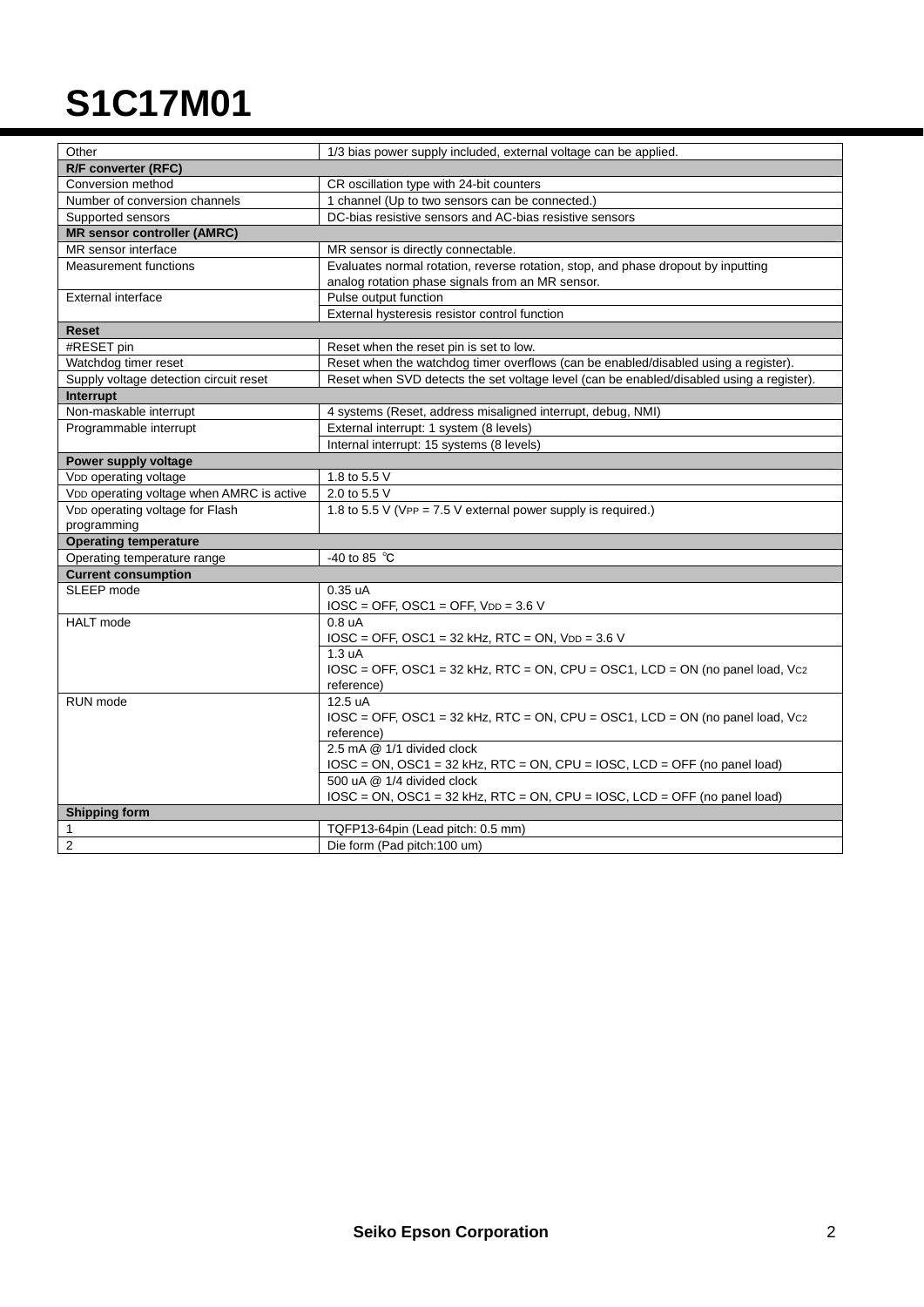# S1C17M01

| | |
|---|---|
| Other | 1/3 bias power supply included, external voltage can be applied. |
| **R/F converter (RFC)** | |
| Conversion method | CR oscillation type with 24-bit counters |
| Number of conversion channels | 1 channel (Up to two sensors can be connected.) |
| Supported sensors | DC-bias resistive sensors and AC-bias resistive sensors |
| **MR sensor controller (AMRC)** | |
| MR sensor interface | MR sensor is directly connectable. |
| Measurement functions | Evaluates normal rotation, reverse rotation, stop, and phase dropout by inputting analog rotation phase signals from an MR sensor. |
| External interface | Pulse output function |
| | External hysteresis resistor control function |
| **Reset** | |
| #RESET pin | Reset when the reset pin is set to low. |
| Watchdog timer reset | Reset when the watchdog timer overflows (can be enabled/disabled using a register). |
| Supply voltage detection circuit reset | Reset when SVD detects the set voltage level (can be enabled/disabled using a register). |
| **Interrupt** | |
| Non-maskable interrupt | 4 systems (Reset, address misaligned interrupt, debug, NMI) |
| Programmable interrupt | External interrupt: 1 system (8 levels) |
| | Internal interrupt: 15 systems (8 levels) |
| **Power supply voltage** | |
| $V_{DD}$ operating voltage | 1.8 to 5.5 V |
| $V_{DD}$ operating voltage when AMRC is active | 2.0 to 5.5 V |
| $V_{DD}$ operating voltage for Flash programming | 1.8 to 5.5 V ($V_{PP}$ = 7.5 V external power supply is required.) |
| **Operating temperature** | |
| Operating temperature range | -40 to 85 ℃ |
| **Current consumption** | |
| SLEEP mode | 0.35 uA<br>IOSC = OFF, OSC1 = OFF, $V_{DD}$ = 3.6 V |
| HALT mode | 0.8 uA<br>IOSC = OFF, OSC1 = 32 kHz, RTC = ON, $V_{DD}$ = 3.6 V |
| | 1.3 uA<br>IOSC = OFF, OSC1 = 32 kHz, RTC = ON, CPU = OSC1, LCD = ON (no panel load, $V_{C2}$ reference) |
| RUN mode | 12.5 uA<br>IOSC = OFF, OSC1 = 32 kHz, RTC = ON, CPU = OSC1, LCD = ON (no panel load, $V_{C2}$ reference) |
| | 2.5 mA @ 1/1 divided clock<br>IOSC = ON, OSC1 = 32 kHz, RTC = ON, CPU = IOSC, LCD = OFF (no panel load) |
| | 500 uA @ 1/4 divided clock<br>IOSC = ON, OSC1 = 32 kHz, RTC = ON, CPU = IOSC, LCD = OFF (no panel load) |
| **Shipping form** | |
| 1 | TQFP13-64pin (Lead pitch: 0.5 mm) |
| 2 | Die form (Pad pitch:100 um) |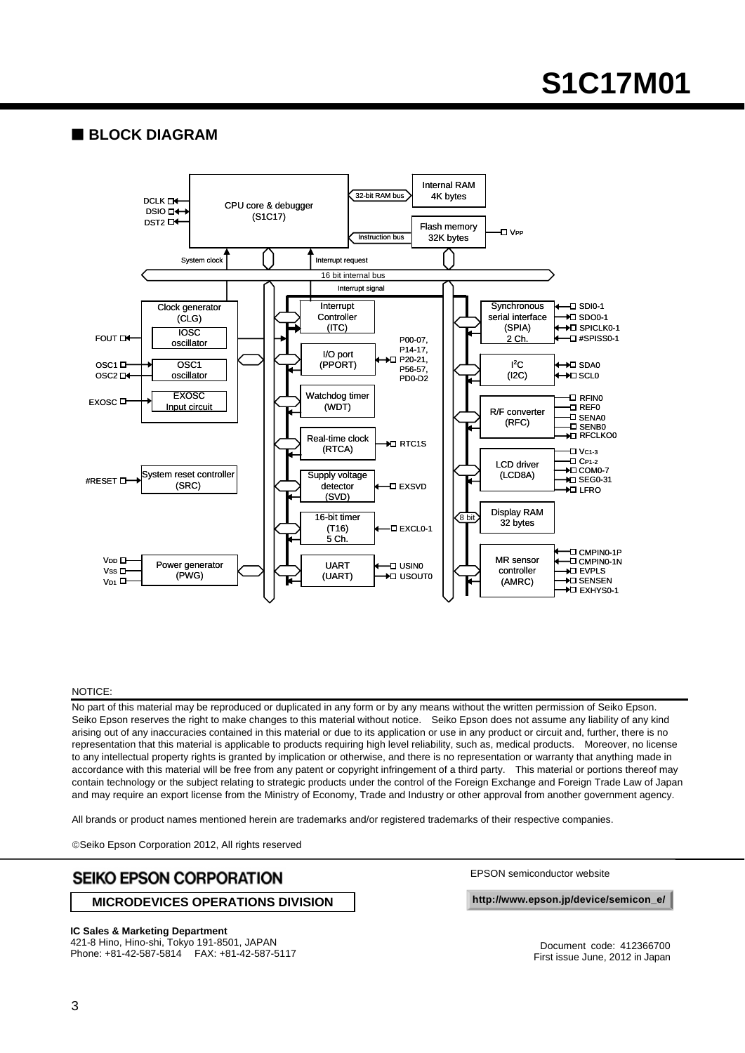# S1C17M01

## ■ BLOCK DIAGRAM

CPU core & debugger (S1C17)
DCLK
DSIO
DST2
32-bit RAM bus
Internal RAM 4K bytes
Instruction bus
Flash memory 32K bytes
VPP
System clock
Interrupt request
16 bit internal bus
Interrupt signal

Clock generator (CLG)
IOSC oscillator
FOUT
OSC1
OSC2
OSC1 oscillator
EXOSC
EXOSC Input circuit
#RESET
System reset controller (SRC)
VDD
VSS
VD1
Power generator (PWG)

Interrupt Controller (ITC)
I/O port (PPORT)
P00-07, P14-17, P20-21, P56-57, PD0-D2
Watchdog timer (WDT)
Real-time clock (RTCA)
RTC1S
Supply voltage detector (SVD)
EXSVD
16-bit timer (T16) 5 Ch.
EXCL0-1
UART (UART)
USIN0
USOUT0

Synchronous serial interface (SPIA) 2 Ch.
SDI0-1
SDO0-1
SPICLK0-1
#SPISS0-1
I²C (I2C)
SDA0
SCL0
R/F converter (RFC)
RFIN0
REF0
SENA0
SENB0
RFCLKO0
LCD driver (LCD8A)
VC1-3
CP1-2
COM0-7
SEG0-31
LFRO
8 bit
Display RAM 32 bytes
MR sensor controller (AMRC)
CMPIN0-1P
CMPIN0-1N
EVPLS
SENSEN
EXHYS0-1

NOTICE:

No part of this material may be reproduced or duplicated in any form or by any means without the written permission of Seiko Epson. Seiko Epson reserves the right to make changes to this material without notice. Seiko Epson does not assume any liability of any kind arising out of any inaccuracies contained in this material or due to its application or use in any product or circuit and, further, there is no representation that this material is applicable to products requiring high level reliability, such as, medical products. Moreover, no license to any intellectual property rights is granted by implication or otherwise, and there is no representation or warranty that anything made in accordance with this material will be free from any patent or copyright infringement of a third party. This material or portions thereof may contain technology or the subject relating to strategic products under the control of the Foreign Exchange and Foreign Trade Law of Japan and may require an export license from the Ministry of Economy, Trade and Industry or other approval from another government agency.

All brands or product names mentioned herein are trademarks and/or registered trademarks of their respective companies.

©Seiko Epson Corporation 2012, All rights reserved

**SEIKO EPSON CORPORATION**

**MICRODEVICES OPERATIONS DIVISION**

**IC Sales & Marketing Department**
421-8 Hino, Hino-shi, Tokyo 191-8501, JAPAN
Phone: +81-42-587-5814 FAX: +81-42-587-5117

EPSON semiconductor website

**http://www.epson.jp/device/semicon_e/**

Document code: 412366700
First issue June, 2012 in Japan